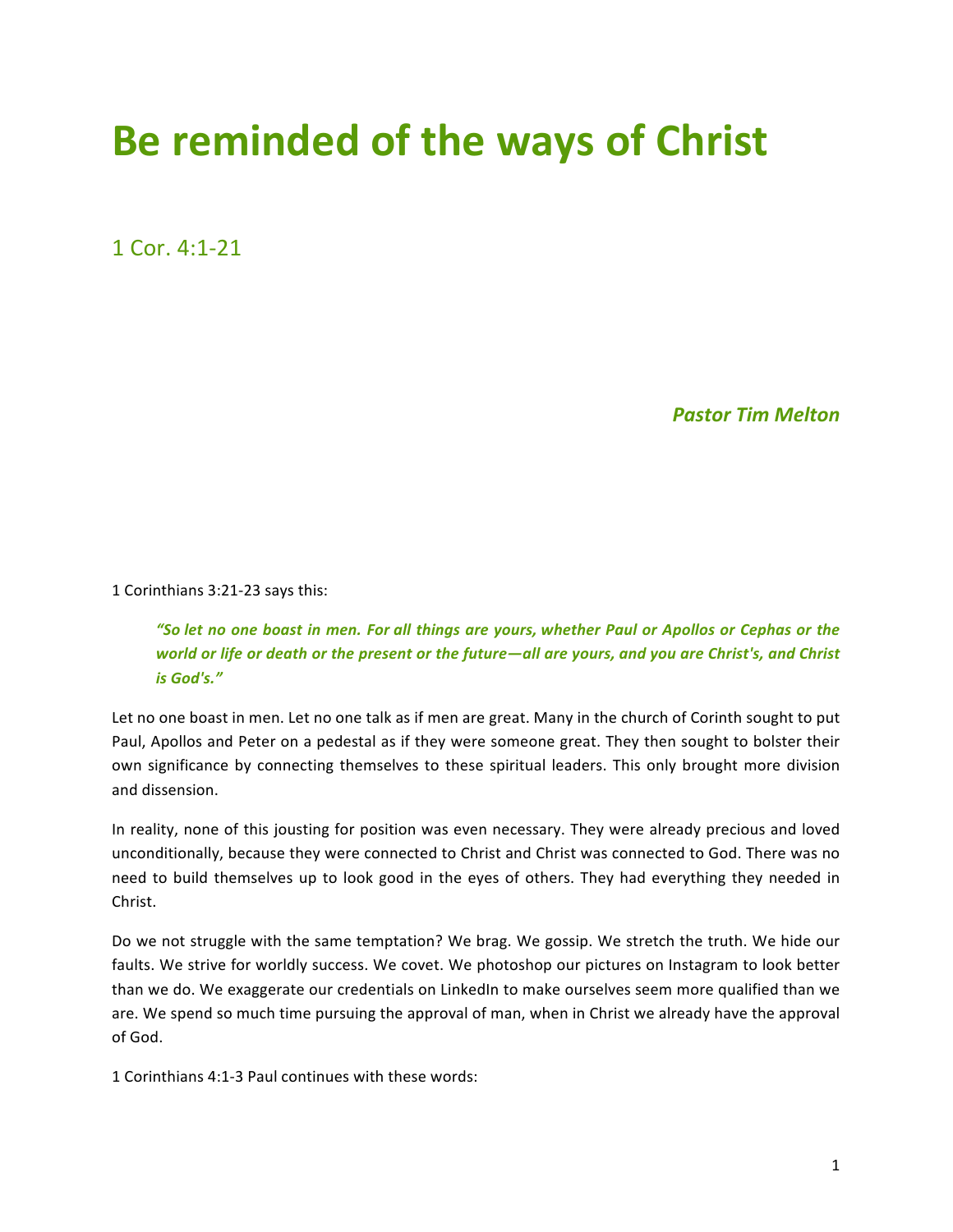# Be reminded of the ways of Christ

## 1 Cor. 4:1-21

***Pastor Tim Melton***

1 Corinthians 3:21-23 says this:

> ***"So let no one boast in men. For all things are yours, whether Paul or Apollos or Cephas or the world or life or death or the present or the future—all are yours, and you are Christ's, and Christ is God's."***

Let no one boast in men. Let no one talk as if men are great. Many in the church of Corinth sought to put Paul, Apollos and Peter on a pedestal as if they were someone great. They then sought to bolster their own significance by connecting themselves to these spiritual leaders. This only brought more division and dissension.

In reality, none of this jousting for position was even necessary. They were already precious and loved unconditionally, because they were connected to Christ and Christ was connected to God. There was no need to build themselves up to look good in the eyes of others. They had everything they needed in Christ.

Do we not struggle with the same temptation? We brag. We gossip. We stretch the truth. We hide our faults. We strive for worldly success. We covet. We photoshop our pictures on Instagram to look better than we do. We exaggerate our credentials on LinkedIn to make ourselves seem more qualified than we are. We spend so much time pursuing the approval of man, when in Christ we already have the approval of God.

1 Corinthians 4:1-3 Paul continues with these words: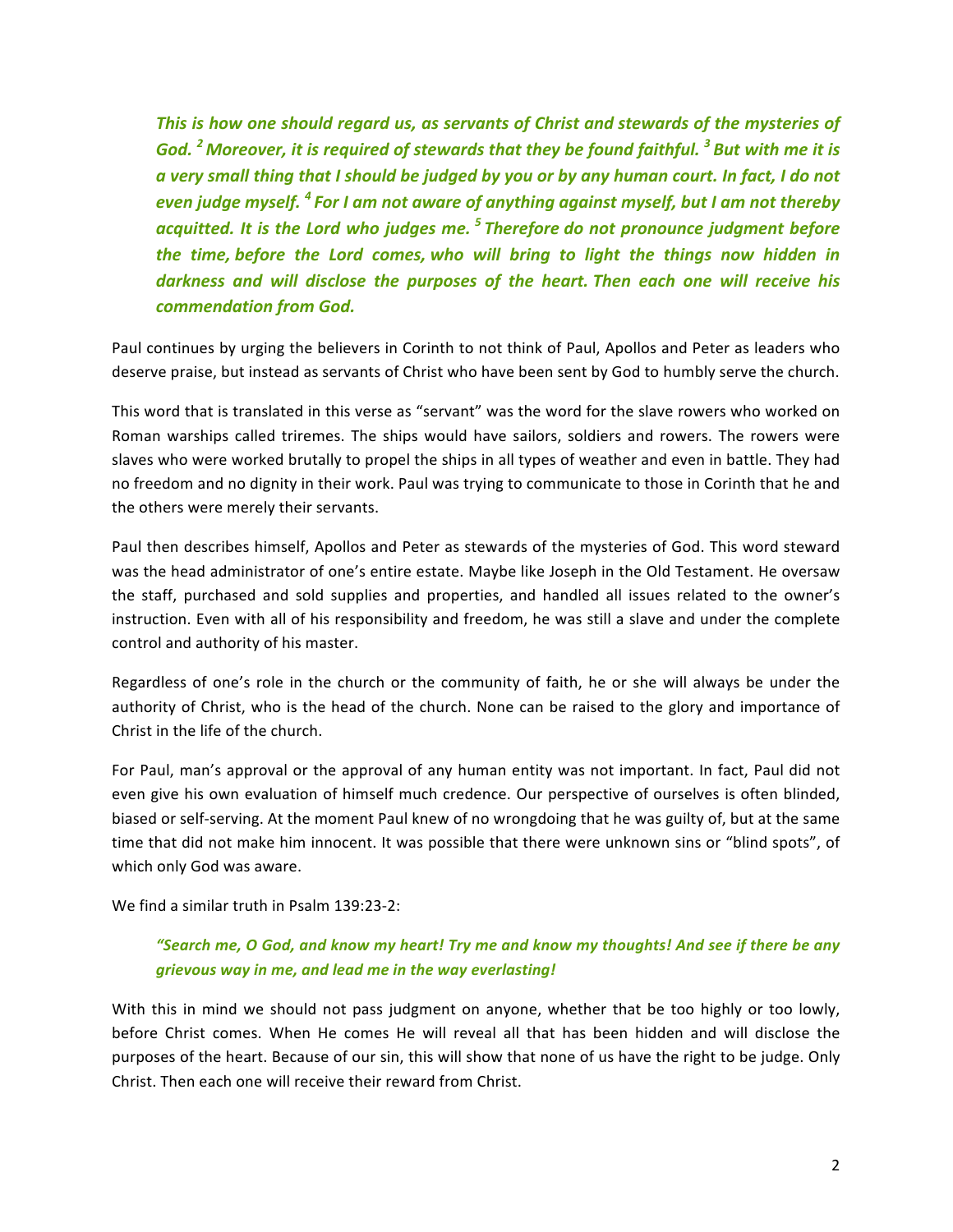> ***This is how one should regard us, as servants of Christ and stewards of the mysteries of God. [2] Moreover, it is required of stewards that they be found faithful. [3] But with me it is a very small thing that I should be judged by you or by any human court. In fact, I do not even judge myself. [4] For I am not aware of anything against myself, but I am not thereby acquitted. It is the Lord who judges me. [5] Therefore do not pronounce judgment before the time, before the Lord comes, who will bring to light the things now hidden in darkness and will disclose the purposes of the heart. Then each one will receive his commendation from God.***

Paul continues by urging the believers in Corinth to not think of Paul, Apollos and Peter as leaders who deserve praise, but instead as servants of Christ who have been sent by God to humbly serve the church.

This word that is translated in this verse as "servant" was the word for the slave rowers who worked on Roman warships called triremes. The ships would have sailors, soldiers and rowers. The rowers were slaves who were worked brutally to propel the ships in all types of weather and even in battle. They had no freedom and no dignity in their work. Paul was trying to communicate to those in Corinth that he and the others were merely their servants.

Paul then describes himself, Apollos and Peter as stewards of the mysteries of God. This word steward was the head administrator of one's entire estate. Maybe like Joseph in the Old Testament. He oversaw the staff, purchased and sold supplies and properties, and handled all issues related to the owner's instruction. Even with all of his responsibility and freedom, he was still a slave and under the complete control and authority of his master.

Regardless of one's role in the church or the community of faith, he or she will always be under the authority of Christ, who is the head of the church. None can be raised to the glory and importance of Christ in the life of the church.

For Paul, man's approval or the approval of any human entity was not important. In fact, Paul did not even give his own evaluation of himself much credence. Our perspective of ourselves is often blinded, biased or self-serving. At the moment Paul knew of no wrongdoing that he was guilty of, but at the same time that did not make him innocent. It was possible that there were unknown sins or "blind spots", of which only God was aware.

We find a similar truth in Psalm 139:23-2:

> ***"Search me, O God, and know my heart! Try me and know my thoughts! And see if there be any grievous way in me, and lead me in the way everlasting!***

With this in mind we should not pass judgment on anyone, whether that be too highly or too lowly, before Christ comes. When He comes He will reveal all that has been hidden and will disclose the purposes of the heart. Because of our sin, this will show that none of us have the right to be judge. Only Christ. Then each one will receive their reward from Christ.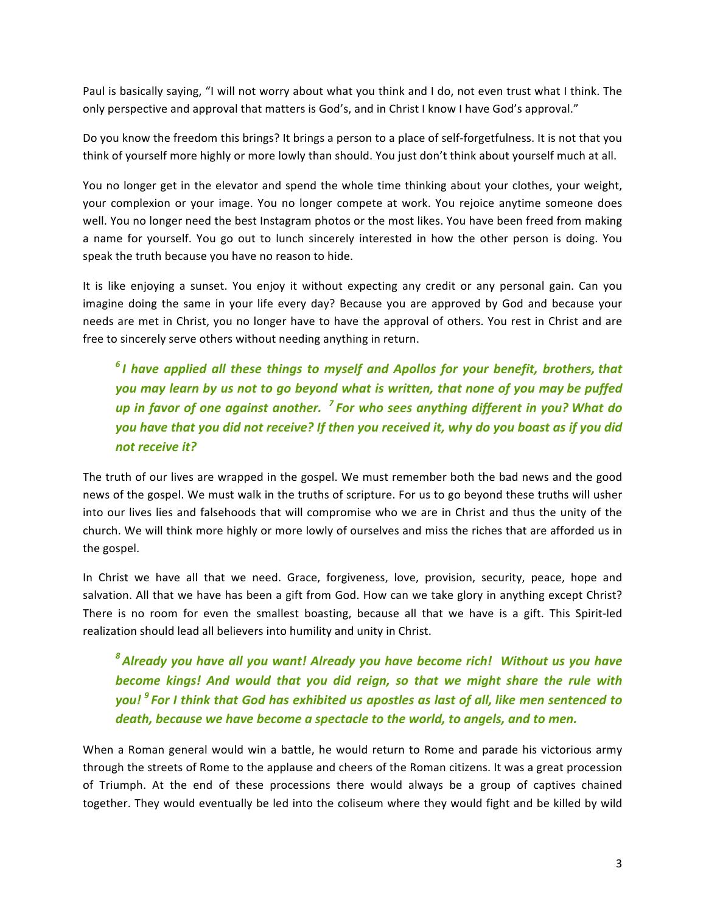Paul is basically saying, "I will not worry about what you think and I do, not even trust what I think. The only perspective and approval that matters is God's, and in Christ I know I have God's approval."

Do you know the freedom this brings? It brings a person to a place of self-forgetfulness. It is not that you think of yourself more highly or more lowly than should. You just don't think about yourself much at all.

You no longer get in the elevator and spend the whole time thinking about your clothes, your weight, your complexion or your image. You no longer compete at work. You rejoice anytime someone does well. You no longer need the best Instagram photos or the most likes. You have been freed from making a name for yourself. You go out to lunch sincerely interested in how the other person is doing. You speak the truth because you have no reason to hide.

It is like enjoying a sunset. You enjoy it without expecting any credit or any personal gain. Can you imagine doing the same in your life every day? Because you are approved by God and because your needs are met in Christ, you no longer have to have the approval of others. You rest in Christ and are free to sincerely serve others without needing anything in return.

> ***[6] I have applied all these things to myself and Apollos for your benefit, brothers, that you may learn by us not to go beyond what is written, that none of you may be puffed up in favor of one against another. [7] For who sees anything different in you? What do you have that you did not receive? If then you received it, why do you boast as if you did not receive it?***

The truth of our lives are wrapped in the gospel. We must remember both the bad news and the good news of the gospel. We must walk in the truths of scripture. For us to go beyond these truths will usher into our lives lies and falsehoods that will compromise who we are in Christ and thus the unity of the church. We will think more highly or more lowly of ourselves and miss the riches that are afforded us in the gospel.

In Christ we have all that we need. Grace, forgiveness, love, provision, security, peace, hope and salvation. All that we have has been a gift from God. How can we take glory in anything except Christ? There is no room for even the smallest boasting, because all that we have is a gift. This Spirit-led realization should lead all believers into humility and unity in Christ.

> ***[8] Already you have all you want! Already you have become rich! Without us you have become kings! And would that you did reign, so that we might share the rule with you! [9] For I think that God has exhibited us apostles as last of all, like men sentenced to death, because we have become a spectacle to the world, to angels, and to men.***

When a Roman general would win a battle, he would return to Rome and parade his victorious army through the streets of Rome to the applause and cheers of the Roman citizens. It was a great procession of Triumph. At the end of these processions there would always be a group of captives chained together. They would eventually be led into the coliseum where they would fight and be killed by wild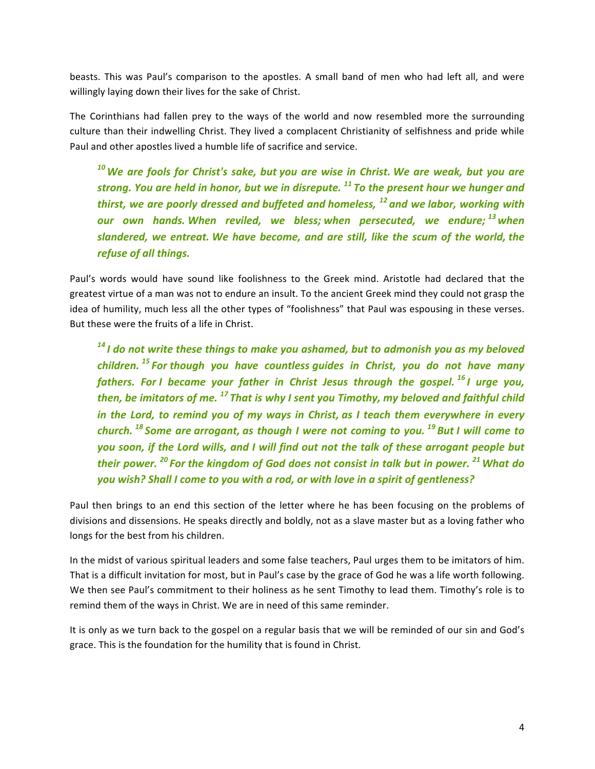beasts. This was Paul's comparison to the apostles. A small band of men who had left all, and were willingly laying down their lives for the sake of Christ.

The Corinthians had fallen prey to the ways of the world and now resembled more the surrounding culture than their indwelling Christ. They lived a complacent Christianity of selfishness and pride while Paul and other apostles lived a humble life of sacrifice and service.

> ***[10] We are fools for Christ's sake, but you are wise in Christ. We are weak, but you are strong. You are held in honor, but we in disrepute. [11] To the present hour we hunger and thirst, we are poorly dressed and buffeted and homeless, [12] and we labor, working with our own hands. When reviled, we bless; when persecuted, we endure; [13] when slandered, we entreat. We have become, and are still, like the scum of the world, the refuse of all things.***

Paul's words would have sound like foolishness to the Greek mind. Aristotle had declared that the greatest virtue of a man was not to endure an insult. To the ancient Greek mind they could not grasp the idea of humility, much less all the other types of "foolishness" that Paul was espousing in these verses. But these were the fruits of a life in Christ.

> ***[14] I do not write these things to make you ashamed, but to admonish you as my beloved children. [15] For though you have countless guides in Christ, you do not have many fathers. For I became your father in Christ Jesus through the gospel. [16] I urge you, then, be imitators of me. [17] That is why I sent you Timothy, my beloved and faithful child in the Lord, to remind you of my ways in Christ, as I teach them everywhere in every church. [18] Some are arrogant, as though I were not coming to you. [19] But I will come to you soon, if the Lord wills, and I will find out not the talk of these arrogant people but their power. [20] For the kingdom of God does not consist in talk but in power. [21] What do you wish? Shall I come to you with a rod, or with love in a spirit of gentleness?***

Paul then brings to an end this section of the letter where he has been focusing on the problems of divisions and dissensions. He speaks directly and boldly, not as a slave master but as a loving father who longs for the best from his children.

In the midst of various spiritual leaders and some false teachers, Paul urges them to be imitators of him. That is a difficult invitation for most, but in Paul's case by the grace of God he was a life worth following. We then see Paul's commitment to their holiness as he sent Timothy to lead them. Timothy's role is to remind them of the ways in Christ. We are in need of this same reminder.

It is only as we turn back to the gospel on a regular basis that we will be reminded of our sin and God's grace. This is the foundation for the humility that is found in Christ.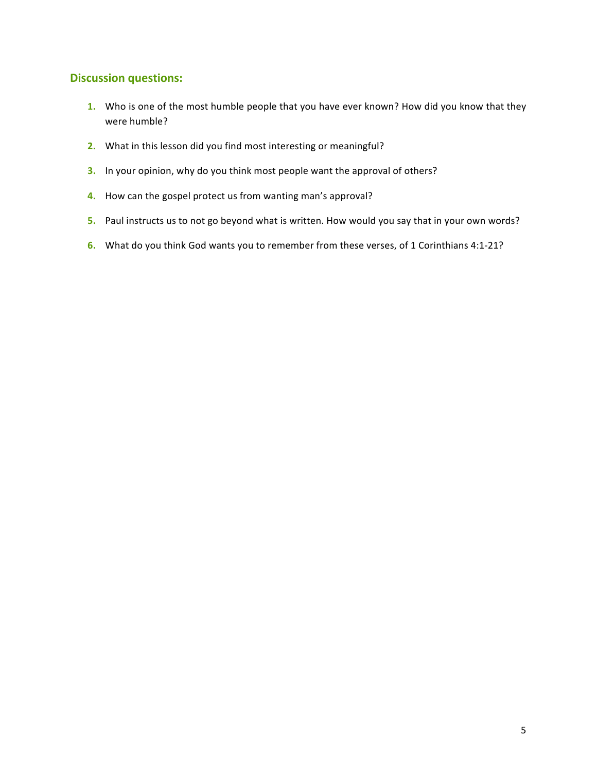## Discussion questions:

1. Who is one of the most humble people that you have ever known? How did you know that they were humble?
2. What in this lesson did you find most interesting or meaningful?
3. In your opinion, why do you think most people want the approval of others?
4. How can the gospel protect us from wanting man's approval?
5. Paul instructs us to not go beyond what is written. How would you say that in your own words?
6. What do you think God wants you to remember from these verses, of 1 Corinthians 4:1-21?